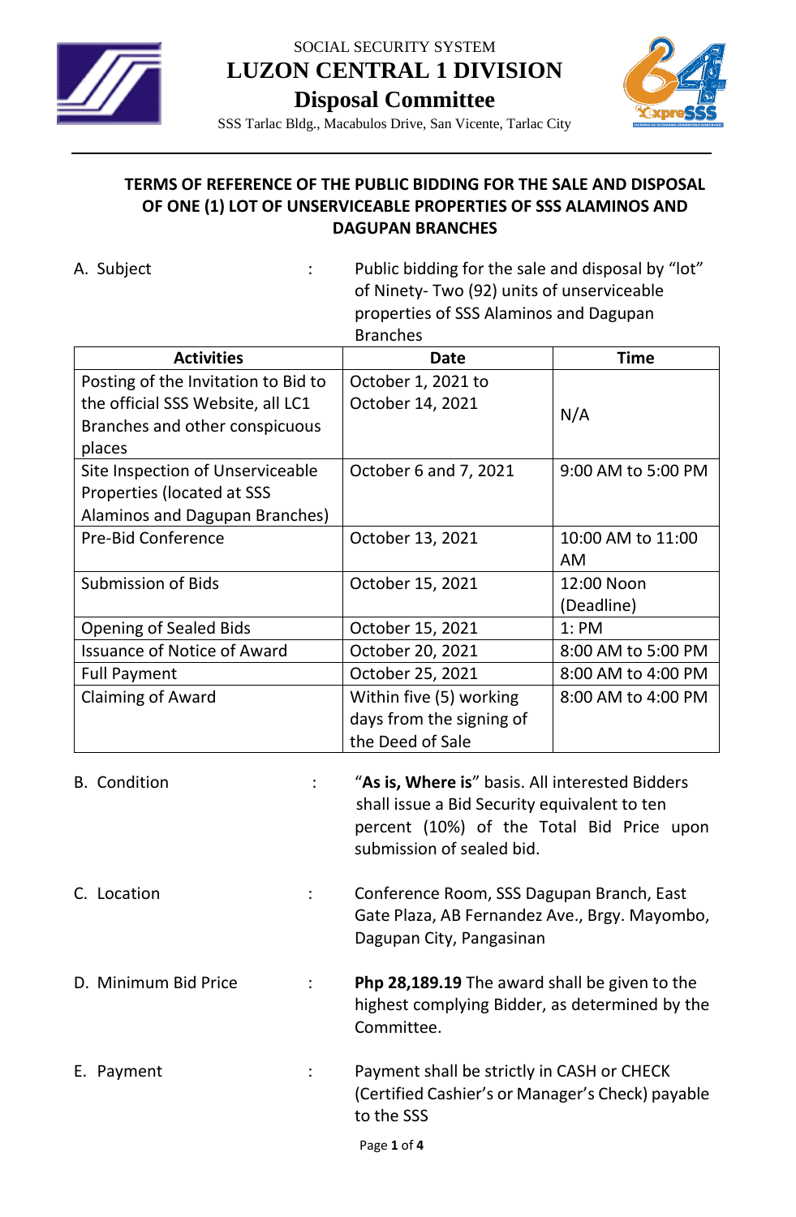SOCIAL SECURITY SYSTEM

# LUZON CENTRAL 1 DIVISION

## Disposal Committee

SSS Tarlac Bldg., Macabulos Drive, San Vicente, Tarlac City

---

### TERMS OF REFERENCE OF THE PUBLIC BIDDING FOR THE SALE AND DISPOSAL OF ONE (1) LOT OF UNSERVICEABLE PROPERTIES OF SSS ALAMINOS AND DAGUPAN BRANCHES

A. Subject : Public bidding for the sale and disposal by "lot" of Ninety- Two (92) units of unserviceable properties of SSS Alaminos and Dagupan Branches

| Activities | Date | Time |
|---|---|---|
| Posting of the Invitation to Bid to the official SSS Website, all LC1 Branches and other conspicuous places | October 1, 2021 to October 14, 2021 | N/A |
| Site Inspection of Unserviceable Properties (located at SSS Alaminos and Dagupan Branches) | October 6 and 7, 2021 | 9:00 AM to 5:00 PM |
| Pre-Bid Conference | October 13, 2021 | 10:00 AM to 11:00 AM |
| Submission of Bids | October 15, 2021 | 12:00 Noon (Deadline) |
| Opening of Sealed Bids | October 15, 2021 | 1: PM |
| Issuance of Notice of Award | October 20, 2021 | 8:00 AM to 5:00 PM |
| Full Payment | October 25, 2021 | 8:00 AM to 4:00 PM |
| Claiming of Award | Within five (5) working days from the signing of the Deed of Sale | 8:00 AM to 4:00 PM |

B. Condition : "**As is, Where is**" basis. All interested Bidders shall issue a Bid Security equivalent to ten percent (10%) of the Total Bid Price upon submission of sealed bid.

C. Location : Conference Room, SSS Dagupan Branch, East Gate Plaza, AB Fernandez Ave., Brgy. Mayombo, Dagupan City, Pangasinan

D. Minimum Bid Price : **Php 28,189.19** The award shall be given to the highest complying Bidder, as determined by the Committee.

E. Payment : Payment shall be strictly in CASH or CHECK (Certified Cashier's or Manager's Check) payable to the SSS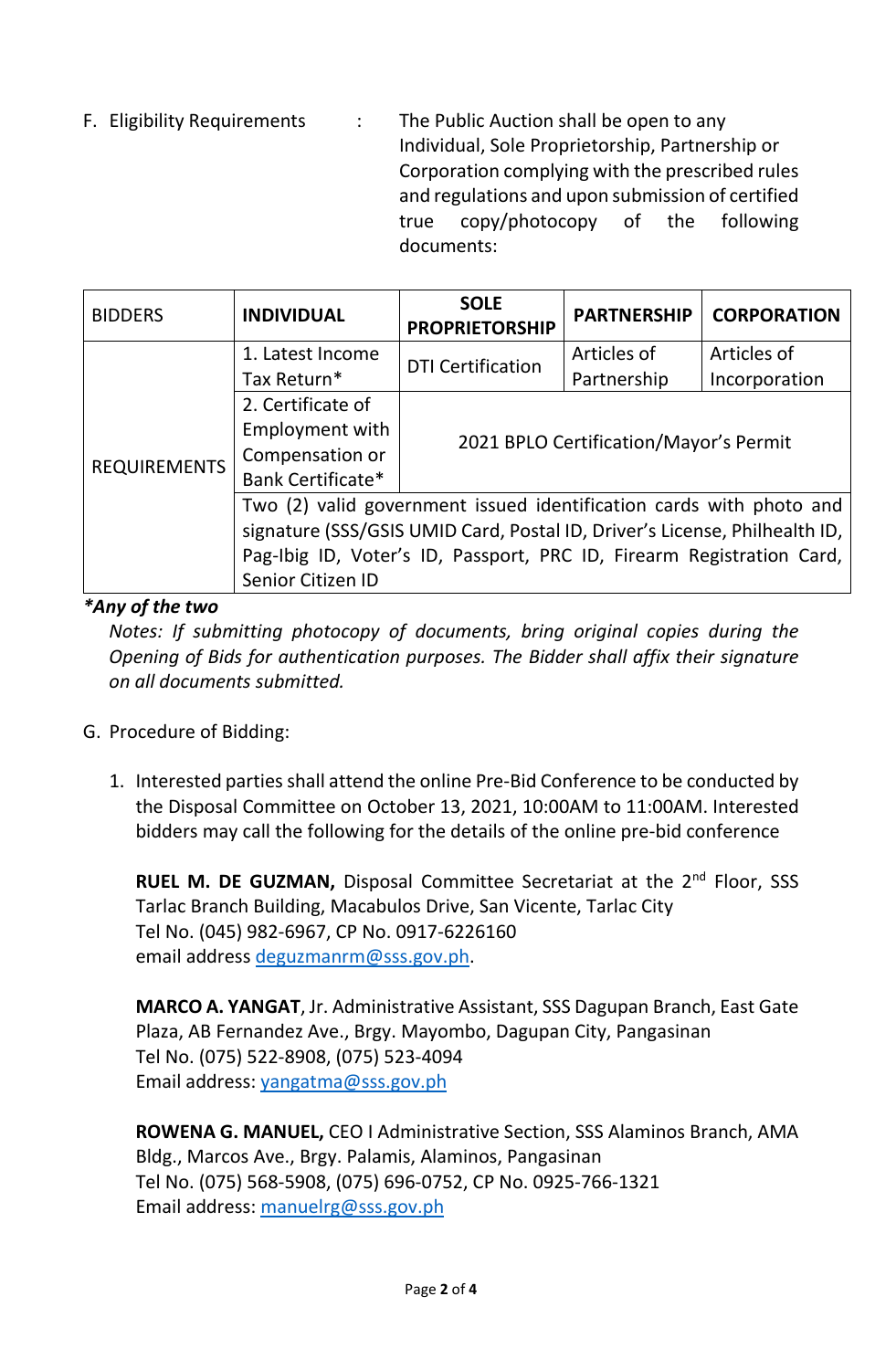F. Eligibility Requirements : The Public Auction shall be open to any Individual, Sole Proprietorship, Partnership or Corporation complying with the prescribed rules and regulations and upon submission of certified true copy/photocopy of the following documents:

| BIDDERS | **INDIVIDUAL** | **SOLE PROPRIETORSHIP** | **PARTNERSHIP** | **CORPORATION** |
|---|---|---|---|---|
| REQUIREMENTS | 1. Latest Income Tax Return* | DTI Certification | Articles of Partnership | Articles of Incorporation |
| | 2. Certificate of Employment with Compensation or Bank Certificate* | 2021 BPLO Certification/Mayor's Permit | | |
| | Two (2) valid government issued identification cards with photo and signature (SSS/GSIS UMID Card, Postal ID, Driver's License, Philhealth ID, Pag-Ibig ID, Voter's ID, Passport, PRC ID, Firearm Registration Card, Senior Citizen ID | | | |

***Any of the two***

*Notes: If submitting photocopy of documents, bring original copies during the Opening of Bids for authentication purposes. The Bidder shall affix their signature on all documents submitted.*

G. Procedure of Bidding:

1. Interested parties shall attend the online Pre-Bid Conference to be conducted by the Disposal Committee on October 13, 2021, 10:00AM to 11:00AM. Interested bidders may call the following for the details of the online pre-bid conference

   **RUEL M. DE GUZMAN,** Disposal Committee Secretariat at the 2nd Floor, SSS Tarlac Branch Building, Macabulos Drive, San Vicente, Tarlac City
   Tel No. (045) 982-6967, CP No. 0917-6226160
   email address deguzmanrm@sss.gov.ph.

   **MARCO A. YANGAT**, Jr. Administrative Assistant, SSS Dagupan Branch, East Gate Plaza, AB Fernandez Ave., Brgy. Mayombo, Dagupan City, Pangasinan
   Tel No. (075) 522-8908, (075) 523-4094
   Email address: yangatma@sss.gov.ph

   **ROWENA G. MANUEL,** CEO I Administrative Section, SSS Alaminos Branch, AMA Bldg., Marcos Ave., Brgy. Palamis, Alaminos, Pangasinan
   Tel No. (075) 568-5908, (075) 696-0752, CP No. 0925-766-1321
   Email address: manuelrg@sss.gov.ph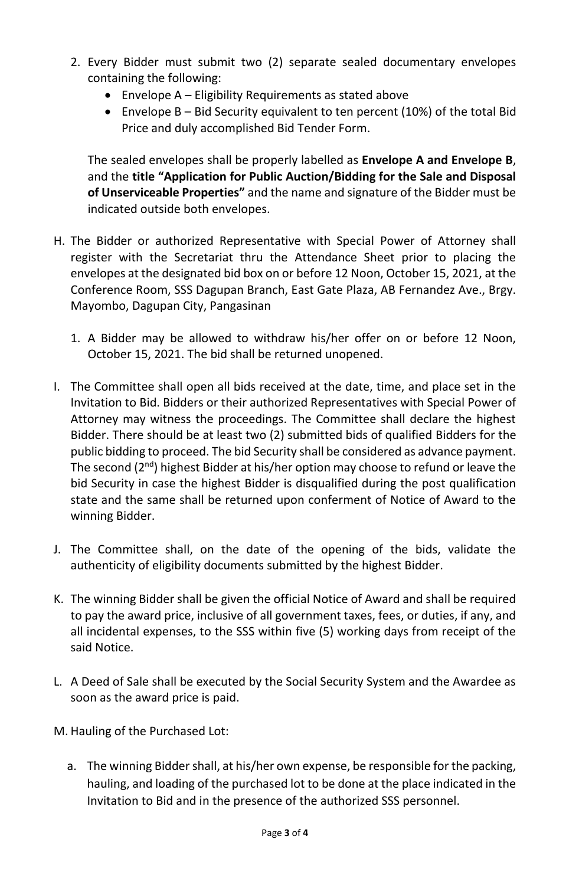2. Every Bidder must submit two (2) separate sealed documentary envelopes containing the following:
   - Envelope A – Eligibility Requirements as stated above
   - Envelope B – Bid Security equivalent to ten percent (10%) of the total Bid Price and duly accomplished Bid Tender Form.

   The sealed envelopes shall be properly labelled as **Envelope A and Envelope B**, and the **title "Application for Public Auction/Bidding for the Sale and Disposal of Unserviceable Properties"** and the name and signature of the Bidder must be indicated outside both envelopes.

H. The Bidder or authorized Representative with Special Power of Attorney shall register with the Secretariat thru the Attendance Sheet prior to placing the envelopes at the designated bid box on or before 12 Noon, October 15, 2021, at the Conference Room, SSS Dagupan Branch, East Gate Plaza, AB Fernandez Ave., Brgy. Mayombo, Dagupan City, Pangasinan

   1. A Bidder may be allowed to withdraw his/her offer on or before 12 Noon, October 15, 2021. The bid shall be returned unopened.

I. The Committee shall open all bids received at the date, time, and place set in the Invitation to Bid. Bidders or their authorized Representatives with Special Power of Attorney may witness the proceedings. The Committee shall declare the highest Bidder. There should be at least two (2) submitted bids of qualified Bidders for the public bidding to proceed. The bid Security shall be considered as advance payment. The second (2nd) highest Bidder at his/her option may choose to refund or leave the bid Security in case the highest Bidder is disqualified during the post qualification state and the same shall be returned upon conferment of Notice of Award to the winning Bidder.

J. The Committee shall, on the date of the opening of the bids, validate the authenticity of eligibility documents submitted by the highest Bidder.

K. The winning Bidder shall be given the official Notice of Award and shall be required to pay the award price, inclusive of all government taxes, fees, or duties, if any, and all incidental expenses, to the SSS within five (5) working days from receipt of the said Notice.

L. A Deed of Sale shall be executed by the Social Security System and the Awardee as soon as the award price is paid.

M. Hauling of the Purchased Lot:

   a. The winning Bidder shall, at his/her own expense, be responsible for the packing, hauling, and loading of the purchased lot to be done at the place indicated in the Invitation to Bid and in the presence of the authorized SSS personnel.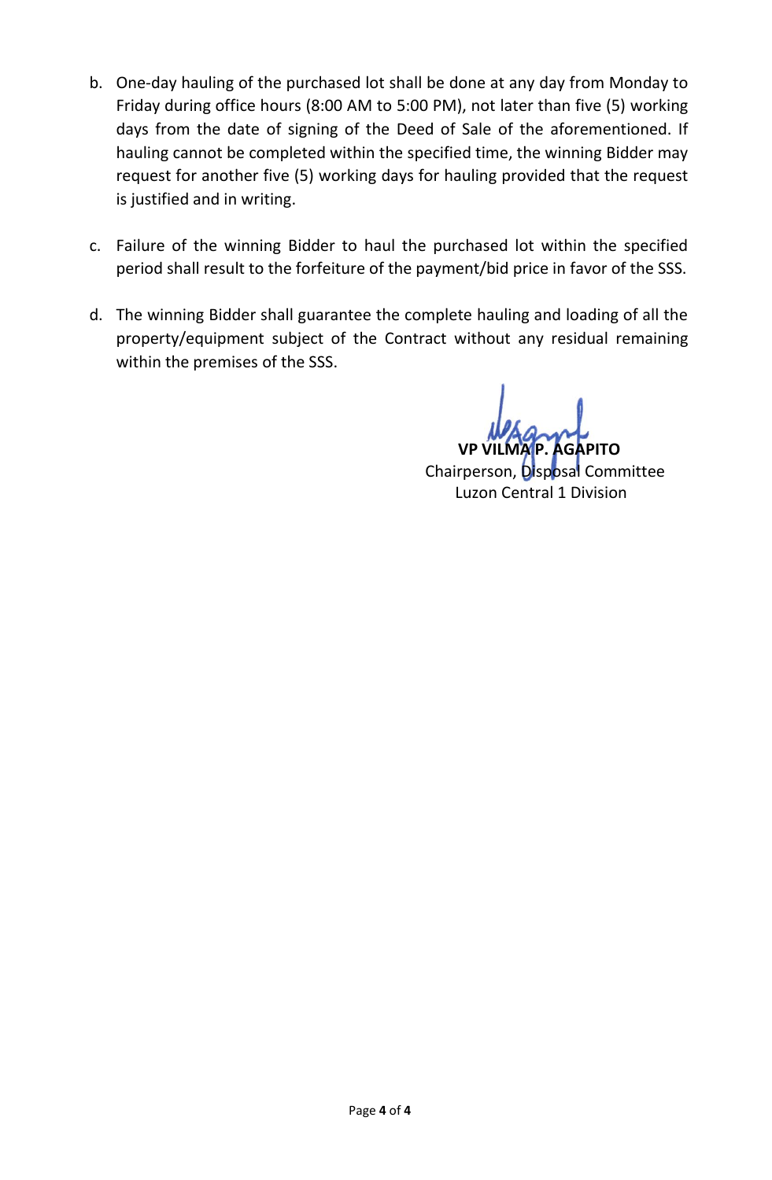b. One-day hauling of the purchased lot shall be done at any day from Monday to Friday during office hours (8:00 AM to 5:00 PM), not later than five (5) working days from the date of signing of the Deed of Sale of the aforementioned. If hauling cannot be completed within the specified time, the winning Bidder may request for another five (5) working days for hauling provided that the request is justified and in writing.

c. Failure of the winning Bidder to haul the purchased lot within the specified period shall result to the forfeiture of the payment/bid price in favor of the SSS.

d. The winning Bidder shall guarantee the complete hauling and loading of all the property/equipment subject of the Contract without any residual remaining within the premises of the SSS.

**VP VILMA P. AGAPITO**
Chairperson, Disposal Committee
Luzon Central 1 Division